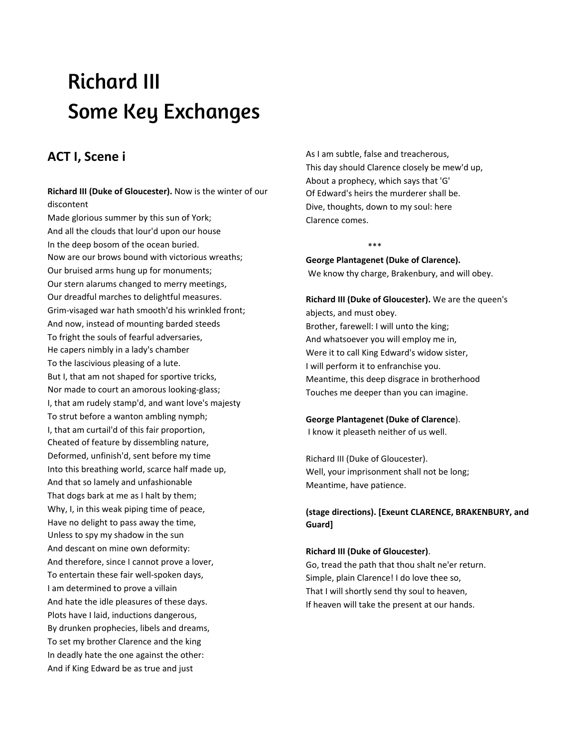# Richard III
# Some Key Exchanges

## ACT I, Scene i

**Richard III (Duke of Gloucester).** Now is the winter of our discontent
Made glorious summer by this sun of York;
And all the clouds that lour'd upon our house
In the deep bosom of the ocean buried.
Now are our brows bound with victorious wreaths;
Our bruised arms hung up for monuments;
Our stern alarums changed to merry meetings,
Our dreadful marches to delightful measures.
Grim-visaged war hath smooth'd his wrinkled front;
And now, instead of mounting barded steeds
To fright the souls of fearful adversaries,
He capers nimbly in a lady's chamber
To the lascivious pleasing of a lute.
But I, that am not shaped for sportive tricks,
Nor made to court an amorous looking-glass;
I, that am rudely stamp'd, and want love's majesty
To strut before a wanton ambling nymph;
I, that am curtail'd of this fair proportion,
Cheated of feature by dissembling nature,
Deformed, unfinish'd, sent before my time
Into this breathing world, scarce half made up,
And that so lamely and unfashionable
That dogs bark at me as I halt by them;
Why, I, in this weak piping time of peace,
Have no delight to pass away the time,
Unless to spy my shadow in the sun
And descant on mine own deformity:
And therefore, since I cannot prove a lover,
To entertain these fair well-spoken days,
I am determined to prove a villain
And hate the idle pleasures of these days.
Plots have I laid, inductions dangerous,
By drunken prophecies, libels and dreams,
To set my brother Clarence and the king
In deadly hate the one against the other:
And if King Edward be as true and just
As I am subtle, false and treacherous,
This day should Clarence closely be mew'd up,
About a prophecy, which says that 'G'
Of Edward's heirs the murderer shall be.
Dive, thoughts, down to my soul: here
Clarence comes.

\*\*\*

**George Plantagenet (Duke of Clarence).**
We know thy charge, Brakenbury, and will obey.

**Richard III (Duke of Gloucester).** We are the queen's abjects, and must obey.
Brother, farewell: I will unto the king;
And whatsoever you will employ me in,
Were it to call King Edward's widow sister,
I will perform it to enfranchise you.
Meantime, this deep disgrace in brotherhood
Touches me deeper than you can imagine.

**George Plantagenet (Duke of Clarence).**
I know it pleaseth neither of us well.

Richard III (Duke of Gloucester).
Well, your imprisonment shall not be long;
Meantime, have patience.

**(stage directions). [Exeunt CLARENCE, BRAKENBURY, and Guard]**

**Richard III (Duke of Gloucester).**
Go, tread the path that thou shalt ne'er return.
Simple, plain Clarence! I do love thee so,
That I will shortly send thy soul to heaven,
If heaven will take the present at our hands.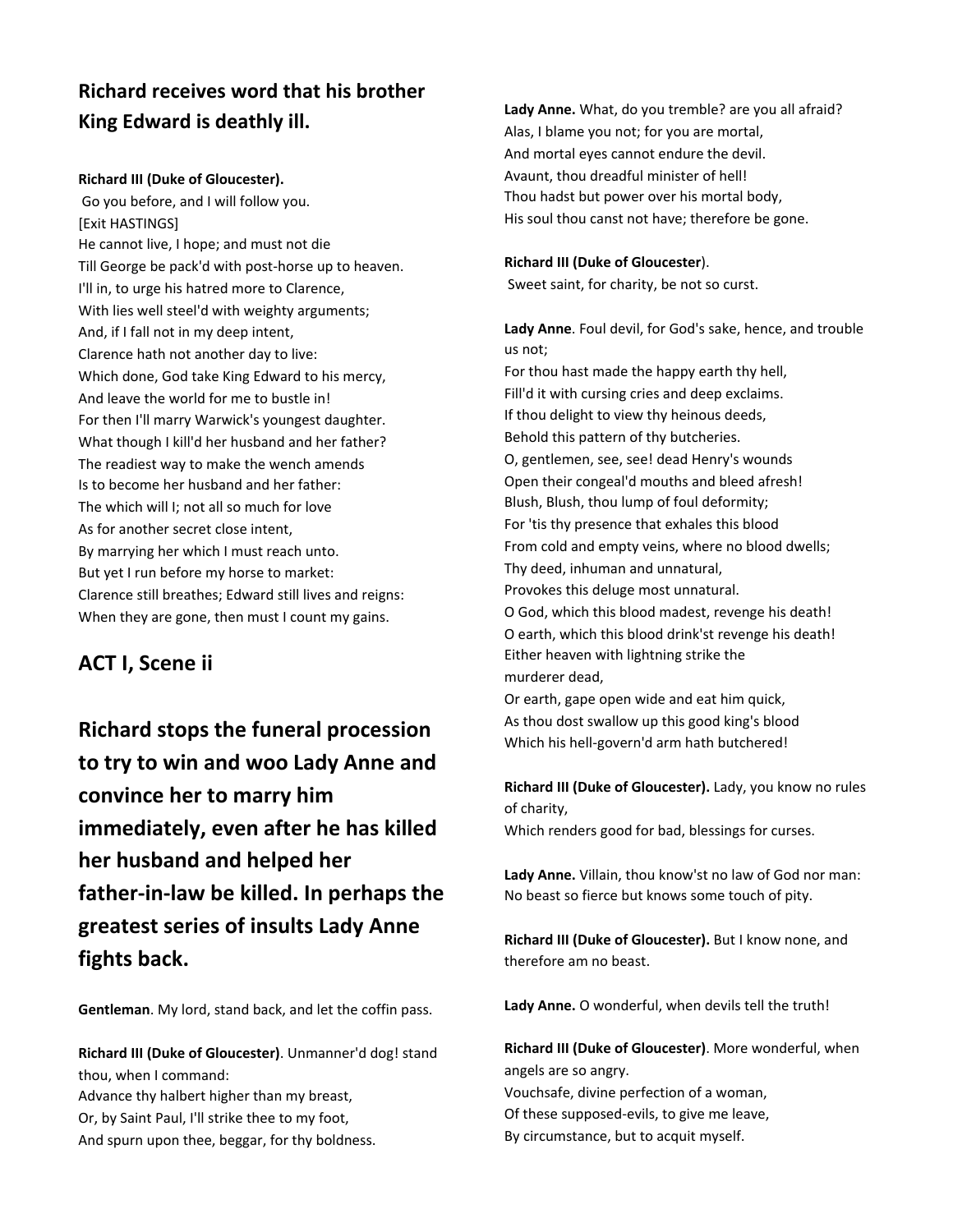**Richard receives word that his brother King Edward is deathly ill.**

**Richard III (Duke of Gloucester).**
Go you before, and I will follow you.
[Exit HASTINGS]
He cannot live, I hope; and must not die
Till George be pack'd with post-horse up to heaven.
I'll in, to urge his hatred more to Clarence,
With lies well steel'd with weighty arguments;
And, if I fall not in my deep intent,
Clarence hath not another day to live:
Which done, God take King Edward to his mercy,
And leave the world for me to bustle in!
For then I'll marry Warwick's youngest daughter.
What though I kill'd her husband and her father?
The readiest way to make the wench amends
Is to become her husband and her father:
The which will I; not all so much for love
As for another secret close intent,
By marrying her which I must reach unto.
But yet I run before my horse to market:
Clarence still breathes; Edward still lives and reigns:
When they are gone, then must I count my gains.

## ACT I, Scene ii

# Richard stops the funeral procession to try to win and woo Lady Anne and convince her to marry him immediately, even after he has killed her husband and helped her father-in-law be killed. In perhaps the greatest series of insults Lady Anne fights back.

**Gentleman**. My lord, stand back, and let the coffin pass.

**Richard III (Duke of Gloucester)**. Unmanner'd dog! stand thou, when I command:
Advance thy halbert higher than my breast,
Or, by Saint Paul, I'll strike thee to my foot,
And spurn upon thee, beggar, for thy boldness.

**Lady Anne.** What, do you tremble? are you all afraid?
Alas, I blame you not; for you are mortal,
And mortal eyes cannot endure the devil.
Avaunt, thou dreadful minister of hell!
Thou hadst but power over his mortal body,
His soul thou canst not have; therefore be gone.

**Richard III (Duke of Gloucester**).
Sweet saint, for charity, be not so curst.

**Lady Anne**. Foul devil, for God's sake, hence, and trouble us not;
For thou hast made the happy earth thy hell,
Fill'd it with cursing cries and deep exclaims.
If thou delight to view thy heinous deeds,
Behold this pattern of thy butcheries.
O, gentlemen, see, see! dead Henry's wounds
Open their congeal'd mouths and bleed afresh!
Blush, Blush, thou lump of foul deformity;
For 'tis thy presence that exhales this blood
From cold and empty veins, where no blood dwells;
Thy deed, inhuman and unnatural,
Provokes this deluge most unnatural.
O God, which this blood madest, revenge his death!
O earth, which this blood drink'st revenge his death!
Either heaven with lightning strike the
murderer dead,
Or earth, gape open wide and eat him quick,
As thou dost swallow up this good king's blood
Which his hell-govern'd arm hath butchered!

**Richard III (Duke of Gloucester).** Lady, you know no rules of charity,
Which renders good for bad, blessings for curses.

**Lady Anne.** Villain, thou know'st no law of God nor man:
No beast so fierce but knows some touch of pity.

**Richard III (Duke of Gloucester).** But I know none, and therefore am no beast.

**Lady Anne.** O wonderful, when devils tell the truth!

**Richard III (Duke of Gloucester)**. More wonderful, when angels are so angry.
Vouchsafe, divine perfection of a woman,
Of these supposed-evils, to give me leave,
By circumstance, but to acquit myself.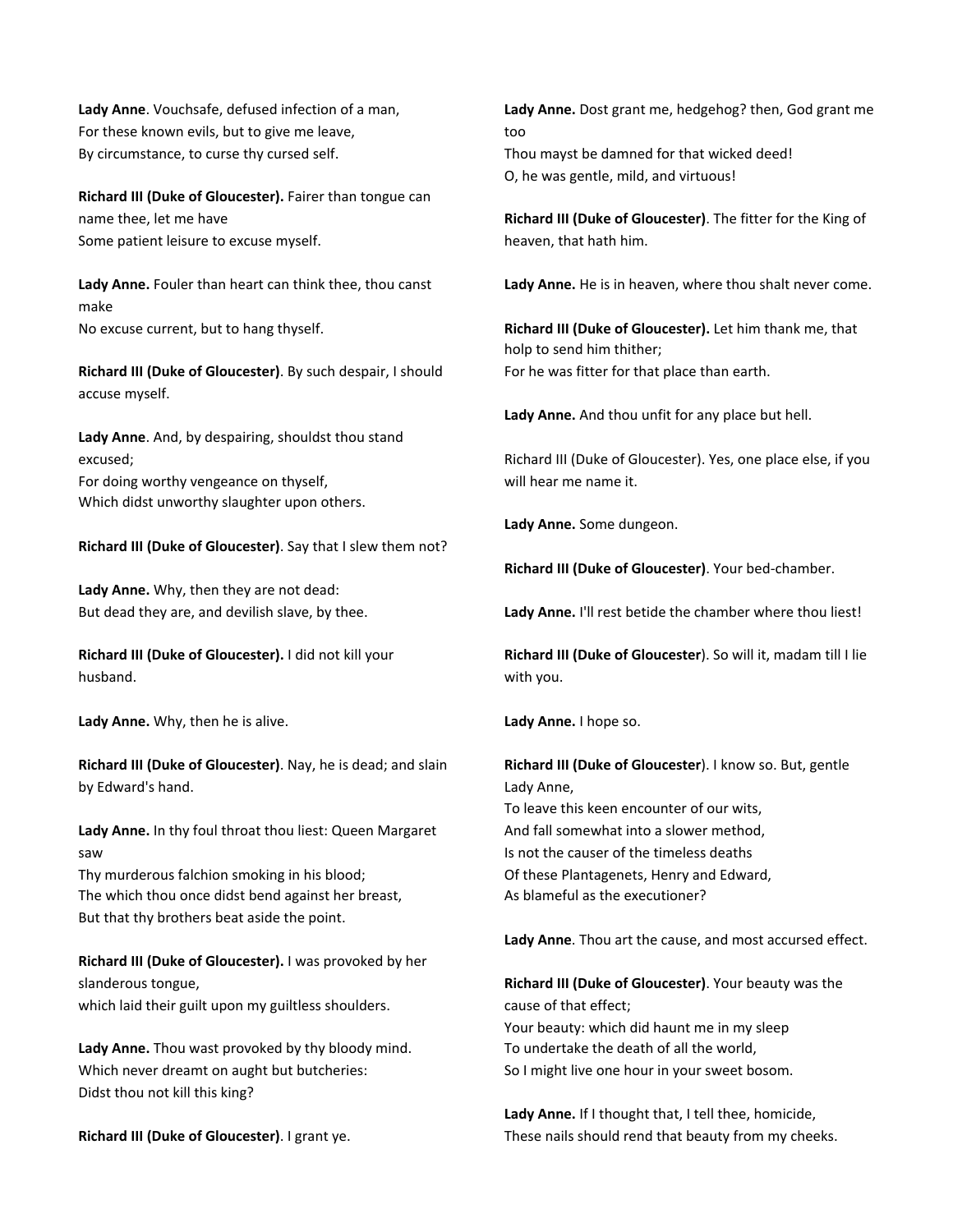**Lady Anne**. Vouchsafe, defused infection of a man,
For these known evils, but to give me leave,
By circumstance, to curse thy cursed self.

**Richard III (Duke of Gloucester).** Fairer than tongue can name thee, let me have
Some patient leisure to excuse myself.

**Lady Anne.** Fouler than heart can think thee, thou canst make
No excuse current, but to hang thyself.

**Richard III (Duke of Gloucester)**. By such despair, I should accuse myself.

**Lady Anne**. And, by despairing, shouldst thou stand excused;
For doing worthy vengeance on thyself,
Which didst unworthy slaughter upon others.

**Richard III (Duke of Gloucester)**. Say that I slew them not?

**Lady Anne.** Why, then they are not dead:
But dead they are, and devilish slave, by thee.

**Richard III (Duke of Gloucester).** I did not kill your husband.

**Lady Anne.** Why, then he is alive.

**Richard III (Duke of Gloucester)**. Nay, he is dead; and slain by Edward's hand.

**Lady Anne.** In thy foul throat thou liest: Queen Margaret saw
Thy murderous falchion smoking in his blood;
The which thou once didst bend against her breast,
But that thy brothers beat aside the point.

**Richard III (Duke of Gloucester).** I was provoked by her slanderous tongue,
which laid their guilt upon my guiltless shoulders.

**Lady Anne.** Thou wast provoked by thy bloody mind.
Which never dreamt on aught but butcheries:
Didst thou not kill this king?

**Richard III (Duke of Gloucester)**. I grant ye.

**Lady Anne.** Dost grant me, hedgehog? then, God grant me too
Thou mayst be damned for that wicked deed!
O, he was gentle, mild, and virtuous!

**Richard III (Duke of Gloucester)**. The fitter for the King of heaven, that hath him.

**Lady Anne.** He is in heaven, where thou shalt never come.

**Richard III (Duke of Gloucester).** Let him thank me, that holp to send him thither;
For he was fitter for that place than earth.

**Lady Anne.** And thou unfit for any place but hell.

Richard III (Duke of Gloucester). Yes, one place else, if you will hear me name it.

**Lady Anne.** Some dungeon.

**Richard III (Duke of Gloucester)**. Your bed-chamber.

**Lady Anne.** I'll rest betide the chamber where thou liest!

**Richard III (Duke of Gloucester**). So will it, madam till I lie with you.

**Lady Anne.** I hope so.

**Richard III (Duke of Gloucester**). I know so. But, gentle Lady Anne,
To leave this keen encounter of our wits,
And fall somewhat into a slower method,
Is not the causer of the timeless deaths
Of these Plantagenets, Henry and Edward,
As blameful as the executioner?

**Lady Anne**. Thou art the cause, and most accursed effect.

**Richard III (Duke of Gloucester)**. Your beauty was the cause of that effect;
Your beauty: which did haunt me in my sleep
To undertake the death of all the world,
So I might live one hour in your sweet bosom.

**Lady Anne.** If I thought that, I tell thee, homicide,
These nails should rend that beauty from my cheeks.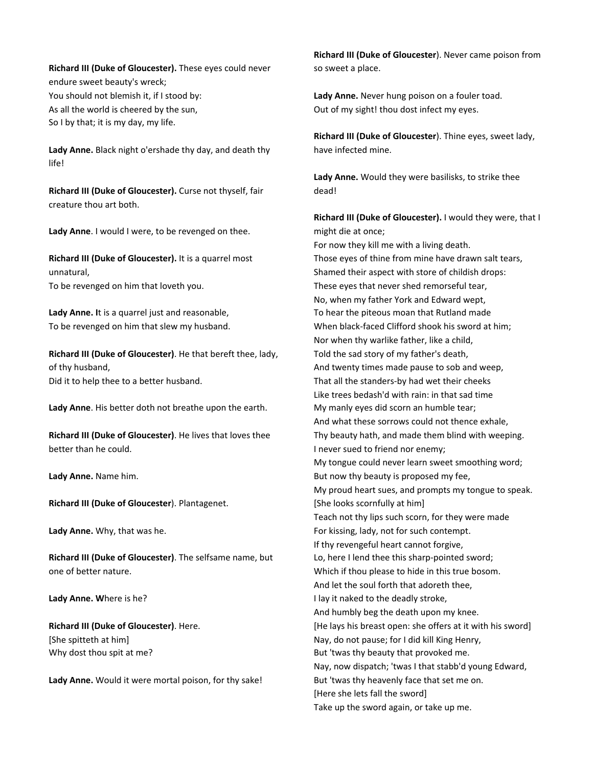**Richard III (Duke of Gloucester).** These eyes could never endure sweet beauty's wreck;
You should not blemish it, if I stood by:
As all the world is cheered by the sun,
So I by that; it is my day, my life.

**Lady Anne.** Black night o'ershade thy day, and death thy life!

**Richard III (Duke of Gloucester).** Curse not thyself, fair creature thou art both.

**Lady Anne**. I would I were, to be revenged on thee.

**Richard III (Duke of Gloucester).** It is a quarrel most unnatural,
To be revenged on him that loveth you.

**Lady Anne. I**t is a quarrel just and reasonable,
To be revenged on him that slew my husband.

**Richard III (Duke of Gloucester)**. He that bereft thee, lady, of thy husband,
Did it to help thee to a better husband.

**Lady Anne**. His better doth not breathe upon the earth.

**Richard III (Duke of Gloucester)**. He lives that loves thee better than he could.

**Lady Anne.** Name him.

**Richard III (Duke of Gloucester**). Plantagenet.

**Lady Anne.** Why, that was he.

**Richard III (Duke of Gloucester)**. The selfsame name, but one of better nature.

**Lady Anne. W**here is he?

**Richard III (Duke of Gloucester)**. Here.
[She spitteth at him]
Why dost thou spit at me?

**Lady Anne.** Would it were mortal poison, for thy sake!

**Richard III (Duke of Gloucester**). Never came poison from so sweet a place.

**Lady Anne.** Never hung poison on a fouler toad.
Out of my sight! thou dost infect my eyes.

**Richard III (Duke of Gloucester**). Thine eyes, sweet lady, have infected mine.

**Lady Anne.** Would they were basilisks, to strike thee dead!

**Richard III (Duke of Gloucester).** I would they were, that I might die at once;
For now they kill me with a living death.
Those eyes of thine from mine have drawn salt tears,
Shamed their aspect with store of childish drops:
These eyes that never shed remorseful tear,
No, when my father York and Edward wept,
To hear the piteous moan that Rutland made
When black-faced Clifford shook his sword at him;
Nor when thy warlike father, like a child,
Told the sad story of my father's death,
And twenty times made pause to sob and weep,
That all the standers-by had wet their cheeks
Like trees bedash'd with rain: in that sad time
My manly eyes did scorn an humble tear;
And what these sorrows could not thence exhale,
Thy beauty hath, and made them blind with weeping.
I never sued to friend nor enemy;
My tongue could never learn sweet smoothing word;
But now thy beauty is proposed my fee,
My proud heart sues, and prompts my tongue to speak.
[She looks scornfully at him]
Teach not thy lips such scorn, for they were made
For kissing, lady, not for such contempt.
If thy revengeful heart cannot forgive,
Lo, here I lend thee this sharp-pointed sword;
Which if thou please to hide in this true bosom.
And let the soul forth that adoreth thee,
I lay it naked to the deadly stroke,
And humbly beg the death upon my knee.
[He lays his breast open: she offers at it with his sword]
Nay, do not pause; for I did kill King Henry,
But 'twas thy beauty that provoked me.
Nay, now dispatch; 'twas I that stabb'd young Edward,
But 'twas thy heavenly face that set me on.
[Here she lets fall the sword]
Take up the sword again, or take up me.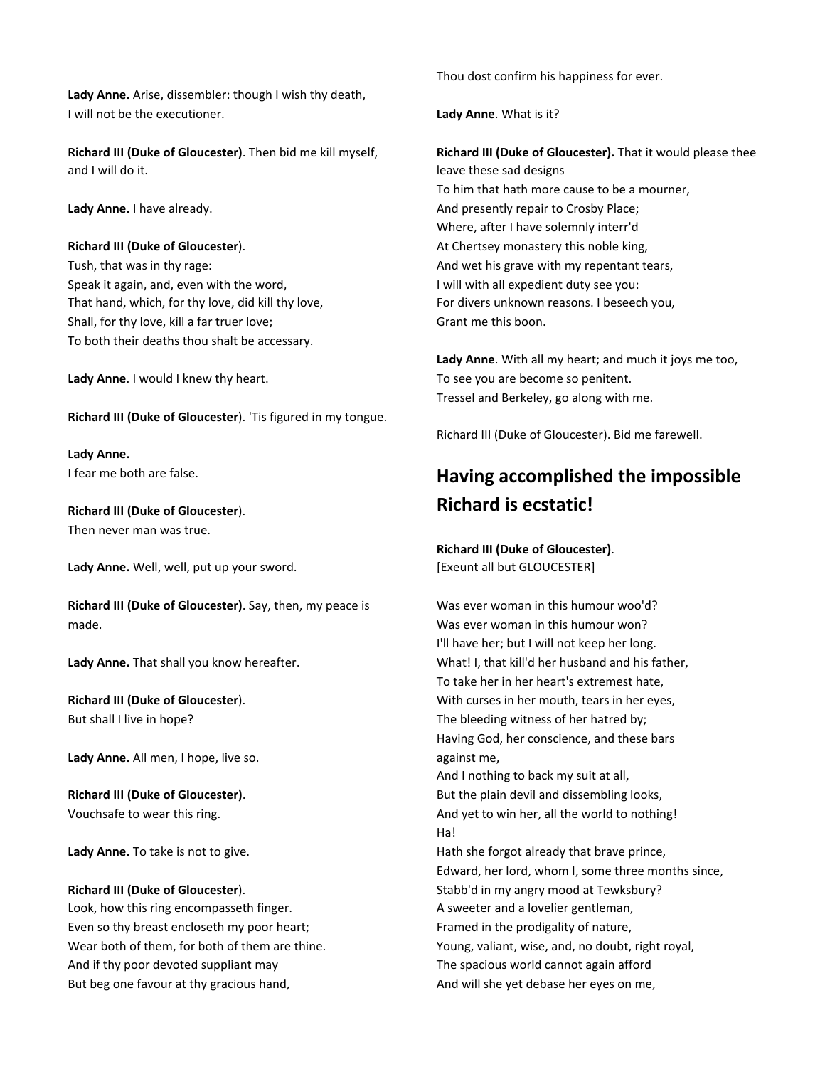**Lady Anne.** Arise, dissembler: though I wish thy death,
I will not be the executioner.

**Richard III (Duke of Gloucester)**. Then bid me kill myself, and I will do it.

**Lady Anne.** I have already.

**Richard III (Duke of Gloucester)**.
Tush, that was in thy rage:
Speak it again, and, even with the word,
That hand, which, for thy love, did kill thy love,
Shall, for thy love, kill a far truer love;
To both their deaths thou shalt be accessary.

**Lady Anne**. I would I knew thy heart.

**Richard III (Duke of Gloucester**). 'Tis figured in my tongue.

**Lady Anne.**
I fear me both are false.

**Richard III (Duke of Gloucester**).
Then never man was true.

**Lady Anne.** Well, well, put up your sword.

**Richard III (Duke of Gloucester)**. Say, then, my peace is made.

**Lady Anne.** That shall you know hereafter.

**Richard III (Duke of Gloucester**).
But shall I live in hope?

**Lady Anne.** All men, I hope, live so.

**Richard III (Duke of Gloucester)**.
Vouchsafe to wear this ring.

**Lady Anne.** To take is not to give.

**Richard III (Duke of Gloucester**).
Look, how this ring encompasseth finger.
Even so thy breast encloseth my poor heart;
Wear both of them, for both of them are thine.
And if thy poor devoted suppliant may
But beg one favour at thy gracious hand,
Thou dost confirm his happiness for ever.

**Lady Anne**. What is it?

**Richard III (Duke of Gloucester).** That it would please thee leave these sad designs
To him that hath more cause to be a mourner,
And presently repair to Crosby Place;
Where, after I have solemnly interr'd
At Chertsey monastery this noble king,
And wet his grave with my repentant tears,
I will with all expedient duty see you:
For divers unknown reasons. I beseech you,
Grant me this boon.

**Lady Anne**. With all my heart; and much it joys me too,
To see you are become so penitent.
Tressel and Berkeley, go along with me.

Richard III (Duke of Gloucester). Bid me farewell.

## Having accomplished the impossible Richard is ecstatic!

**Richard III (Duke of Gloucester)**.
[Exeunt all but GLOUCESTER]

Was ever woman in this humour woo'd?
Was ever woman in this humour won?
I'll have her; but I will not keep her long.
What! I, that kill'd her husband and his father,
To take her in her heart's extremest hate,
With curses in her mouth, tears in her eyes,
The bleeding witness of her hatred by;
Having God, her conscience, and these bars
against me,
And I nothing to back my suit at all,
But the plain devil and dissembling looks,
And yet to win her, all the world to nothing!
Ha!
Hath she forgot already that brave prince,
Edward, her lord, whom I, some three months since,
Stabb'd in my angry mood at Tewksbury?
A sweeter and a lovelier gentleman,
Framed in the prodigality of nature,
Young, valiant, wise, and, no doubt, right royal,
The spacious world cannot again afford
And will she yet debase her eyes on me,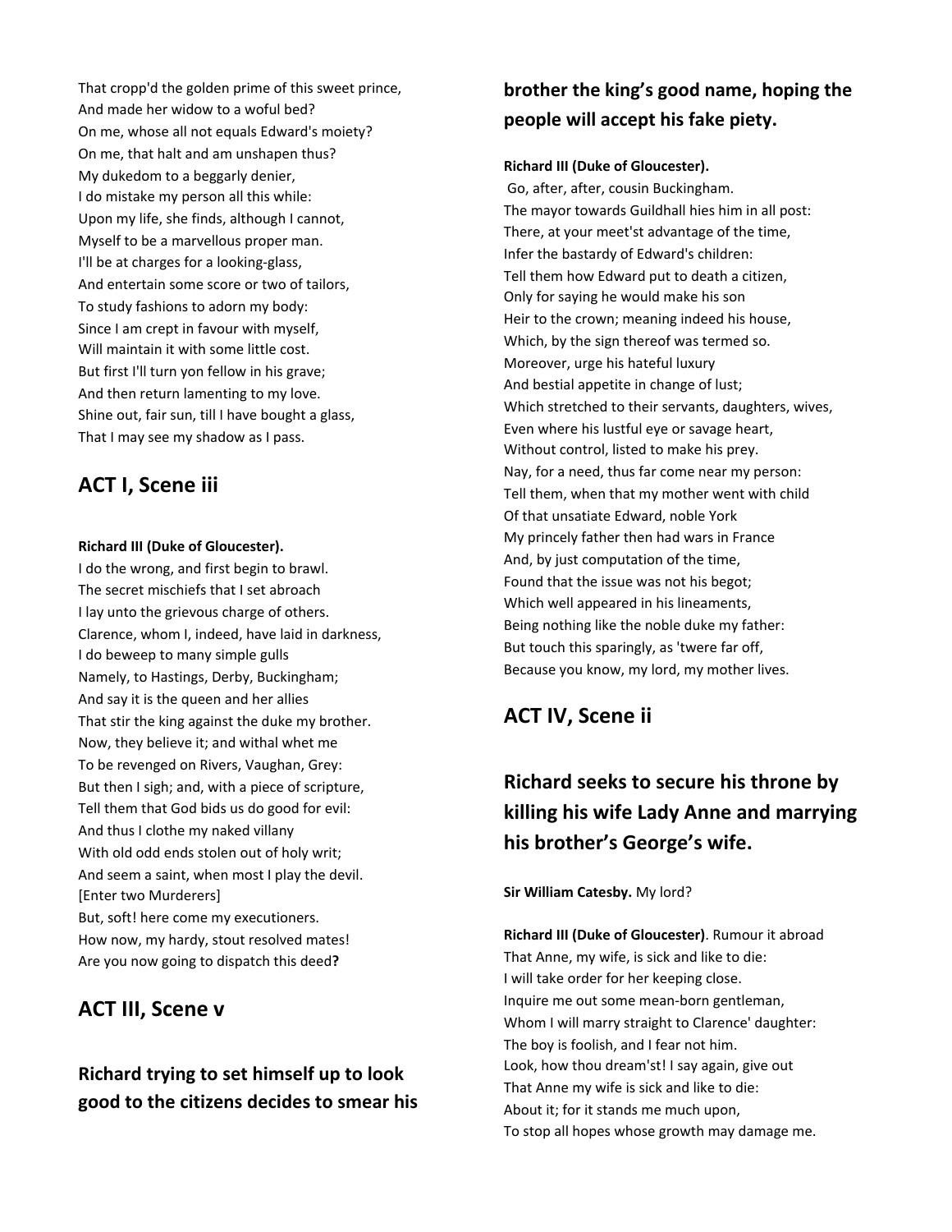That cropp'd the golden prime of this sweet prince,
And made her widow to a woful bed?
On me, whose all not equals Edward's moiety?
On me, that halt and am unshapen thus?
My dukedom to a beggarly denier,
I do mistake my person all this while:
Upon my life, she finds, although I cannot,
Myself to be a marvellous proper man.
I'll be at charges for a looking-glass,
And entertain some score or two of tailors,
To study fashions to adorn my body:
Since I am crept in favour with myself,
Will maintain it with some little cost.
But first I'll turn yon fellow in his grave;
And then return lamenting to my love.
Shine out, fair sun, till I have bought a glass,
That I may see my shadow as I pass.

## ACT I, Scene iii

**Richard III (Duke of Gloucester).**
I do the wrong, and first begin to brawl.
The secret mischiefs that I set abroach
I lay unto the grievous charge of others.
Clarence, whom I, indeed, have laid in darkness,
I do beweep to many simple gulls
Namely, to Hastings, Derby, Buckingham;
And say it is the queen and her allies
That stir the king against the duke my brother.
Now, they believe it; and withal whet me
To be revenged on Rivers, Vaughan, Grey:
But then I sigh; and, with a piece of scripture,
Tell them that God bids us do good for evil:
And thus I clothe my naked villany
With old odd ends stolen out of holy writ;
And seem a saint, when most I play the devil.
[Enter two Murderers]
But, soft! here come my executioners.
How now, my hardy, stout resolved mates!
Are you now going to dispatch this deed**?**

## ACT III, Scene v

### Richard trying to set himself up to look good to the citizens decides to smear his brother the king's good name, hoping the people will accept his fake piety.

**Richard III (Duke of Gloucester).**
Go, after, after, cousin Buckingham.
The mayor towards Guildhall hies him in all post:
There, at your meet'st advantage of the time,
Infer the bastardy of Edward's children:
Tell them how Edward put to death a citizen,
Only for saying he would make his son
Heir to the crown; meaning indeed his house,
Which, by the sign thereof was termed so.
Moreover, urge his hateful luxury
And bestial appetite in change of lust;
Which stretched to their servants, daughters, wives,
Even where his lustful eye or savage heart,
Without control, listed to make his prey.
Nay, for a need, thus far come near my person:
Tell them, when that my mother went with child
Of that unsatiate Edward, noble York
My princely father then had wars in France
And, by just computation of the time,
Found that the issue was not his begot;
Which well appeared in his lineaments,
Being nothing like the noble duke my father:
But touch this sparingly, as 'twere far off,
Because you know, my lord, my mother lives.

## ACT IV, Scene ii

### Richard seeks to secure his throne by killing his wife Lady Anne and marrying his brother's George's wife.

**Sir William Catesby.** My lord?

**Richard III (Duke of Gloucester)**. Rumour it abroad
That Anne, my wife, is sick and like to die:
I will take order for her keeping close.
Inquire me out some mean-born gentleman,
Whom I will marry straight to Clarence' daughter:
The boy is foolish, and I fear not him.
Look, how thou dream'st! I say again, give out
That Anne my wife is sick and like to die:
About it; for it stands me much upon,
To stop all hopes whose growth may damage me.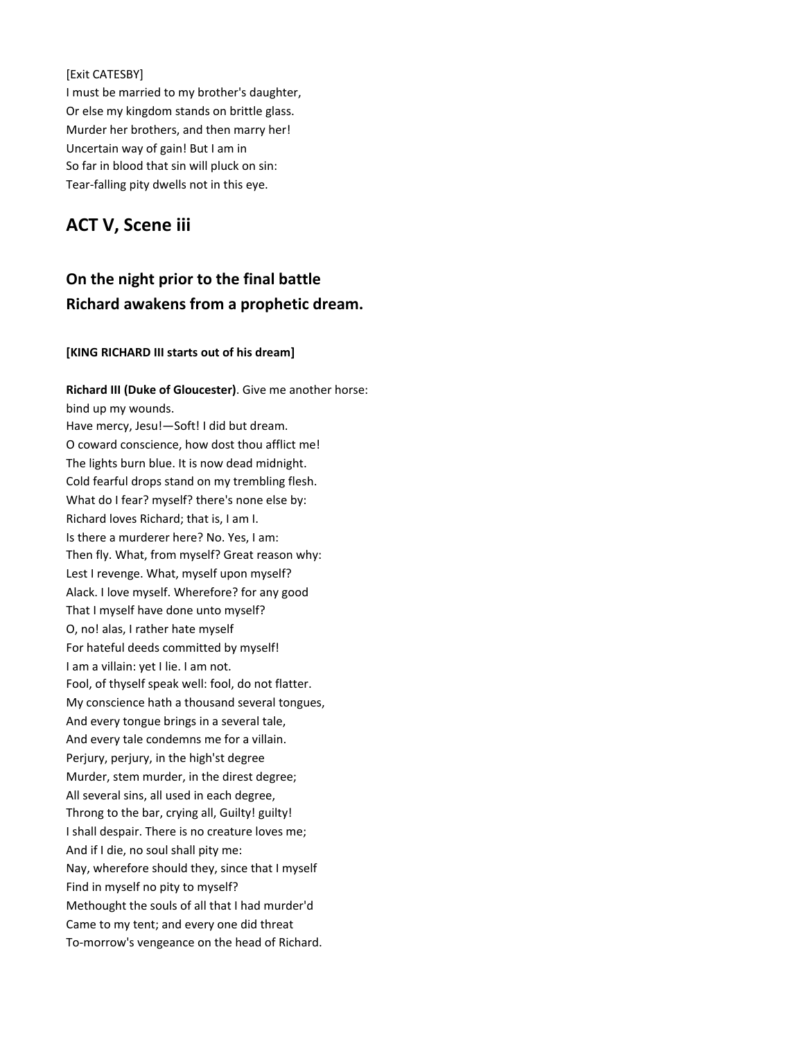[Exit CATESBY]
I must be married to my brother's daughter,
Or else my kingdom stands on brittle glass.
Murder her brothers, and then marry her!
Uncertain way of gain! But I am in
So far in blood that sin will pluck on sin:
Tear-falling pity dwells not in this eye.

## ACT V, Scene iii

### On the night prior to the final battle
### Richard awakens from a prophetic dream.

**[KING RICHARD III starts out of his dream]**

**Richard III (Duke of Gloucester)**. Give me another horse:
bind up my wounds.
Have mercy, Jesu!—Soft! I did but dream.
O coward conscience, how dost thou afflict me!
The lights burn blue. It is now dead midnight.
Cold fearful drops stand on my trembling flesh.
What do I fear? myself? there's none else by:
Richard loves Richard; that is, I am I.
Is there a murderer here? No. Yes, I am:
Then fly. What, from myself? Great reason why:
Lest I revenge. What, myself upon myself?
Alack. I love myself. Wherefore? for any good
That I myself have done unto myself?
O, no! alas, I rather hate myself
For hateful deeds committed by myself!
I am a villain: yet I lie. I am not.
Fool, of thyself speak well: fool, do not flatter.
My conscience hath a thousand several tongues,
And every tongue brings in a several tale,
And every tale condemns me for a villain.
Perjury, perjury, in the high'st degree
Murder, stem murder, in the direst degree;
All several sins, all used in each degree,
Throng to the bar, crying all, Guilty! guilty!
I shall despair. There is no creature loves me;
And if I die, no soul shall pity me:
Nay, wherefore should they, since that I myself
Find in myself no pity to myself?
Methought the souls of all that I had murder'd
Came to my tent; and every one did threat
To-morrow's vengeance on the head of Richard.